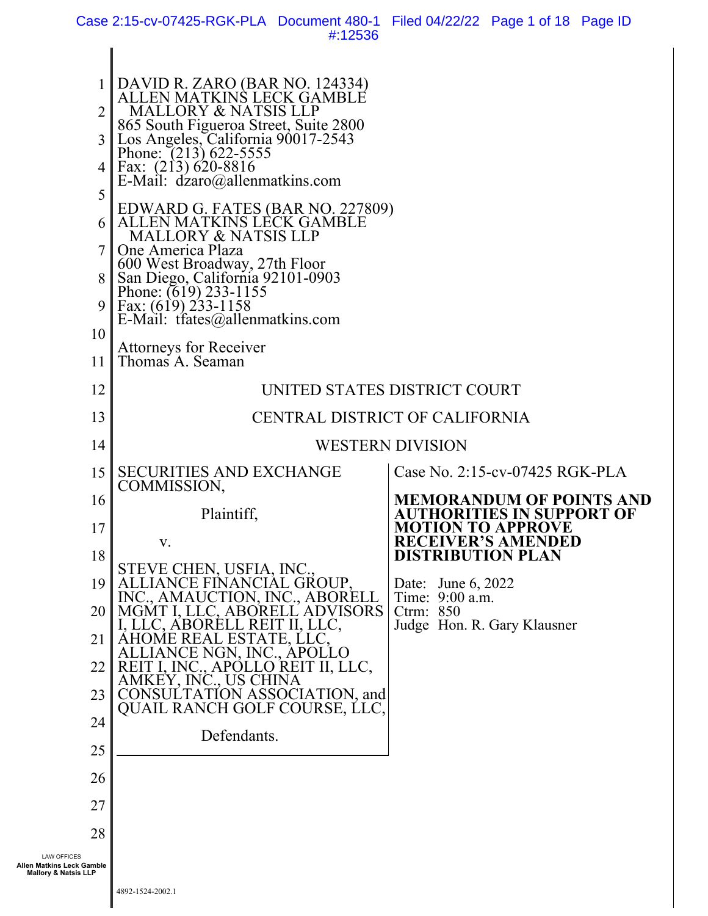DAVID R. ZARO (BAR NO. 124334)
ALLEN MATKINS LECK GAMBLE
MALLORY & NATSIS LLP
865 South Figueroa Street, Suite 2800
Los Angeles, California 90017-2543
Phone: (213) 622-5555
Fax: (213) 620-8816
E-Mail: dzaro@allenmatkins.com

EDWARD G. FATES (BAR NO. 227809)
ALLEN MATKINS LECK GAMBLE
MALLORY & NATSIS LLP
One America Plaza
600 West Broadway, 27th Floor
San Diego, California 92101-0903
Phone: (619) 233-1155
Fax: (619) 233-1158
E-Mail: tfates@allenmatkins.com

Attorneys for Receiver
Thomas A. Seaman

UNITED STATES DISTRICT COURT

CENTRAL DISTRICT OF CALIFORNIA

WESTERN DIVISION

| | |
|---|---|
| SECURITIES AND EXCHANGE COMMISSION,<br><br>Plaintiff,<br><br>v.<br><br>STEVE CHEN, USFIA, INC., ALLIANCE FINANCIAL GROUP, INC., AMAUCTION, INC., ABORELL MGMT I, LLC, ABORELL ADVISORS I, LLC, ABORELL REIT II, LLC, AHOME REAL ESTATE, LLC, ALLIANCE NGN, INC., APOLLO REIT I, INC., APOLLO REIT II, LLC, AMKEY, INC., US CHINA CONSULTATION ASSOCIATION, and QUAIL RANCH GOLF COURSE, LLC,<br><br>Defendants. | Case No. 2:15-cv-07425 RGK-PLA<br><br>**MEMORANDUM OF POINTS AND AUTHORITIES IN SUPPORT OF MOTION TO APPROVE RECEIVER'S AMENDED DISTRIBUTION PLAN**<br><br>Date: June 6, 2022<br>Time: 9:00 a.m.<br>Ctrm: 850<br>Judge Hon. R. Gary Klausner |

4892-1524-2002.1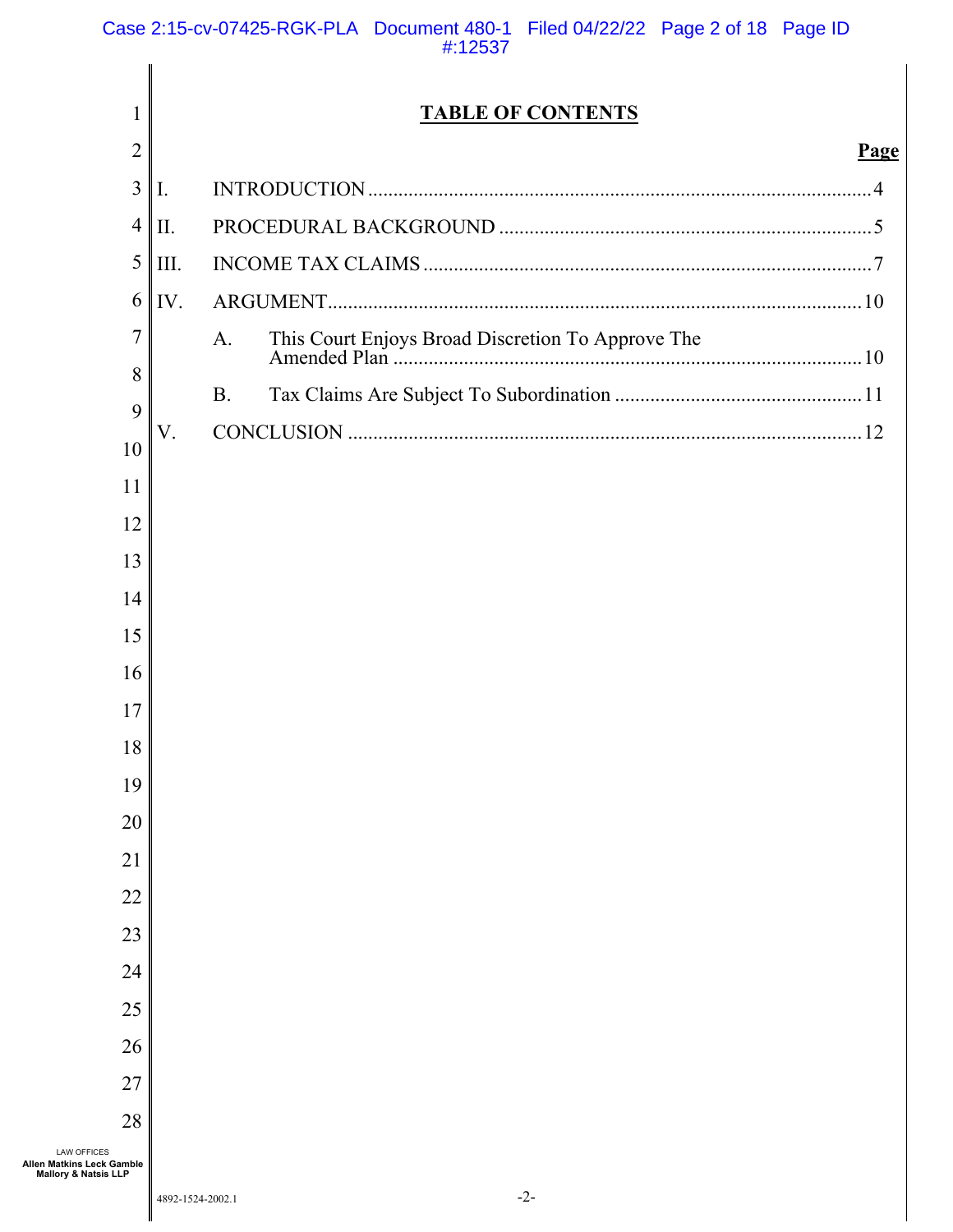# TABLE OF CONTENTS

| | | Page |
|---|---|---|
| I. | INTRODUCTION | 4 |
| II. | PROCEDURAL BACKGROUND | 5 |
| III. | INCOME TAX CLAIMS | 7 |
| IV. | ARGUMENT | 10 |
| | A. This Court Enjoys Broad Discretion To Approve The Amended Plan | 10 |
| | B. Tax Claims Are Subject To Subordination | 11 |
| V. | CONCLUSION | 12 |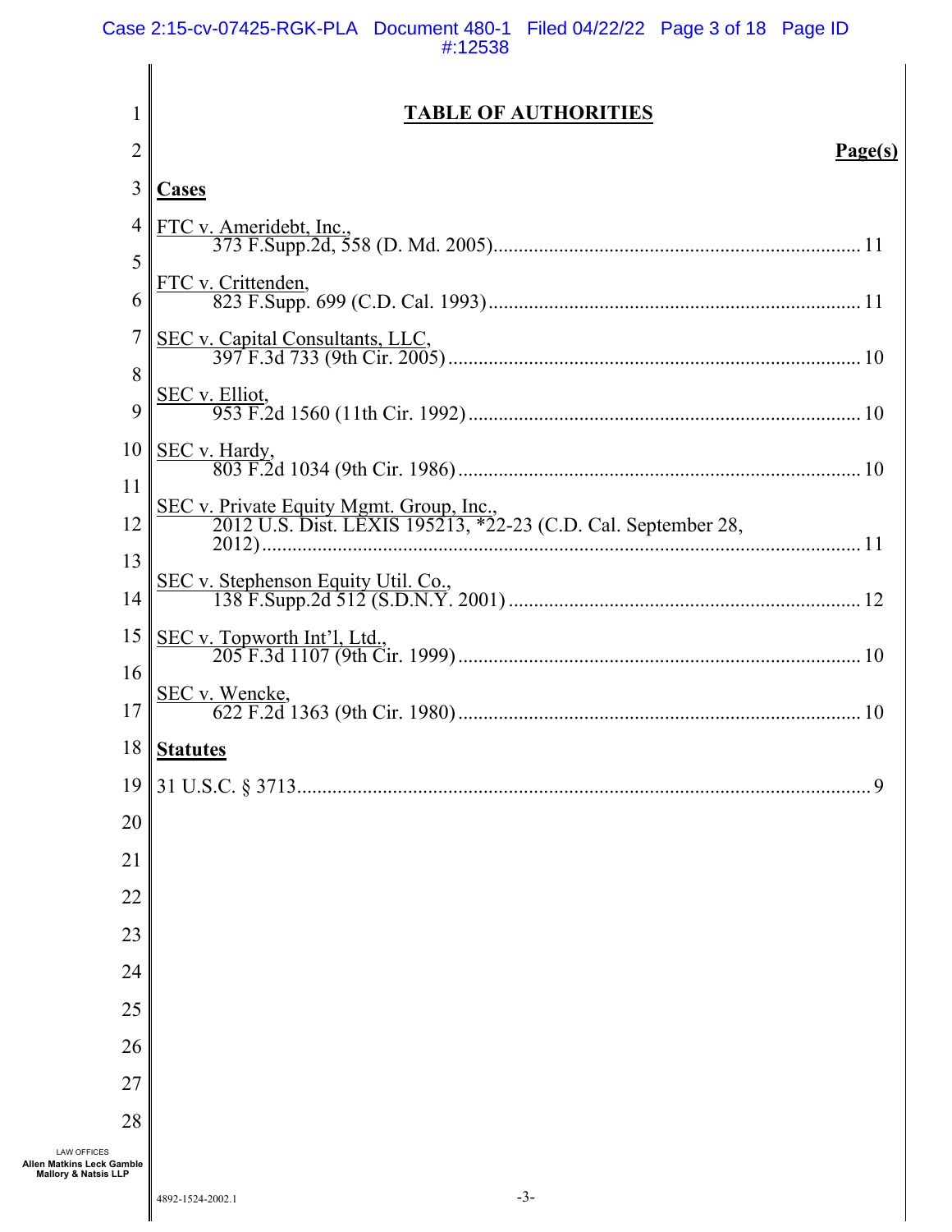# TABLE OF AUTHORITIES

**Page(s)**

## Cases

FTC v. Ameridebt, Inc.,
373 F.Supp.2d, 558 (D. Md. 2005) ........................................................................ 11

FTC v. Crittenden,
823 F.Supp. 699 (C.D. Cal. 1993) ......................................................................... 11

SEC v. Capital Consultants, LLC,
397 F.3d 733 (9th Cir. 2005) ................................................................................ 10

SEC v. Elliot,
953 F.2d 1560 (11th Cir. 1992) ............................................................................ 10

SEC v. Hardy,
803 F.2d 1034 (9th Cir. 1986) .............................................................................. 10

SEC v. Private Equity Mgmt. Group, Inc.,
2012 U.S. Dist. LEXIS 195213, *22-23 (C.D. Cal. September 28, 2012) ..................................................................................................................... 11

SEC v. Stephenson Equity Util. Co.,
138 F.Supp.2d 512 (S.D.N.Y. 2001) .................................................................... 12

SEC v. Topworth Int'l, Ltd.,
205 F.3d 1107 (9th Cir. 1999) .............................................................................. 10

SEC v. Wencke,
622 F.2d 1363 (9th Cir. 1980) .............................................................................. 10

## Statutes

31 U.S.C. § 3713 .................................................................................................... 9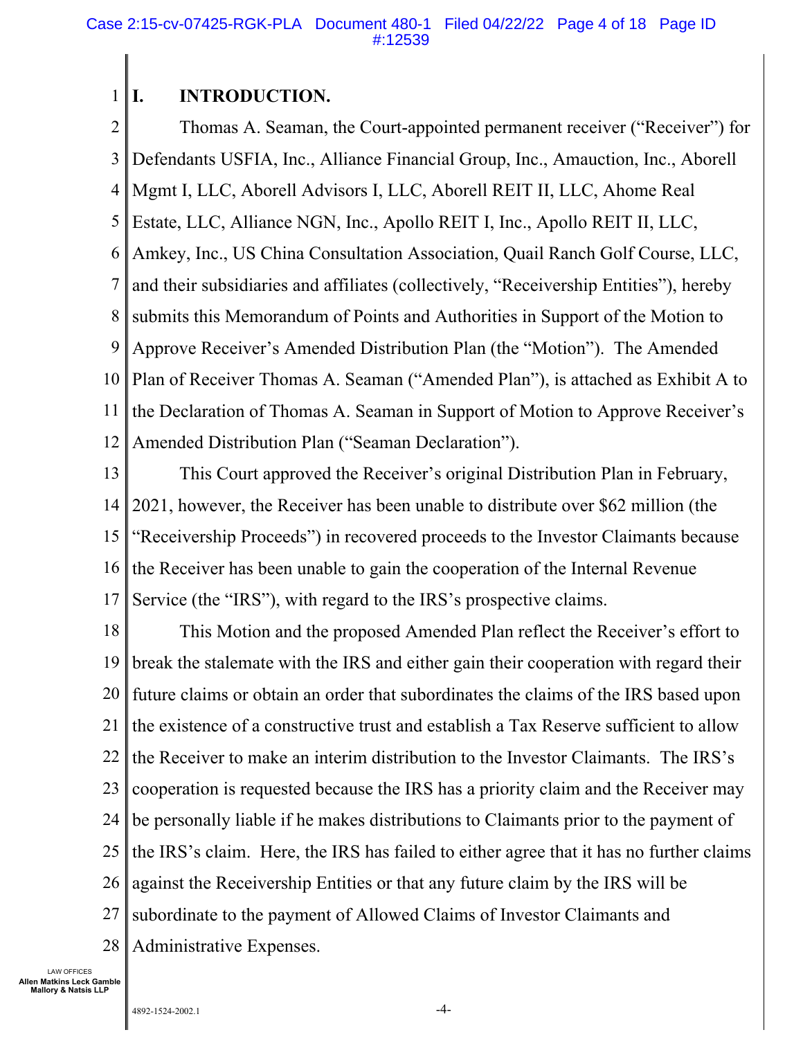# I. INTRODUCTION.

Thomas A. Seaman, the Court-appointed permanent receiver ("Receiver") for Defendants USFIA, Inc., Alliance Financial Group, Inc., Amauction, Inc., Aborell Mgmt I, LLC, Aborell Advisors I, LLC, Aborell REIT II, LLC, Ahome Real Estate, LLC, Alliance NGN, Inc., Apollo REIT I, Inc., Apollo REIT II, LLC, Amkey, Inc., US China Consultation Association, Quail Ranch Golf Course, LLC, and their subsidiaries and affiliates (collectively, "Receivership Entities"), hereby submits this Memorandum of Points and Authorities in Support of the Motion to Approve Receiver's Amended Distribution Plan (the "Motion"). The Amended Plan of Receiver Thomas A. Seaman ("Amended Plan"), is attached as Exhibit A to the Declaration of Thomas A. Seaman in Support of Motion to Approve Receiver's Amended Distribution Plan ("Seaman Declaration").

This Court approved the Receiver's original Distribution Plan in February, 2021, however, the Receiver has been unable to distribute over $62 million (the "Receivership Proceeds") in recovered proceeds to the Investor Claimants because the Receiver has been unable to gain the cooperation of the Internal Revenue Service (the "IRS"), with regard to the IRS's prospective claims.

This Motion and the proposed Amended Plan reflect the Receiver's effort to break the stalemate with the IRS and either gain their cooperation with regard their future claims or obtain an order that subordinates the claims of the IRS based upon the existence of a constructive trust and establish a Tax Reserve sufficient to allow the Receiver to make an interim distribution to the Investor Claimants. The IRS's cooperation is requested because the IRS has a priority claim and the Receiver may be personally liable if he makes distributions to Claimants prior to the payment of the IRS's claim. Here, the IRS has failed to either agree that it has no further claims against the Receivership Entities or that any future claim by the IRS will be subordinate to the payment of Allowed Claims of Investor Claimants and Administrative Expenses.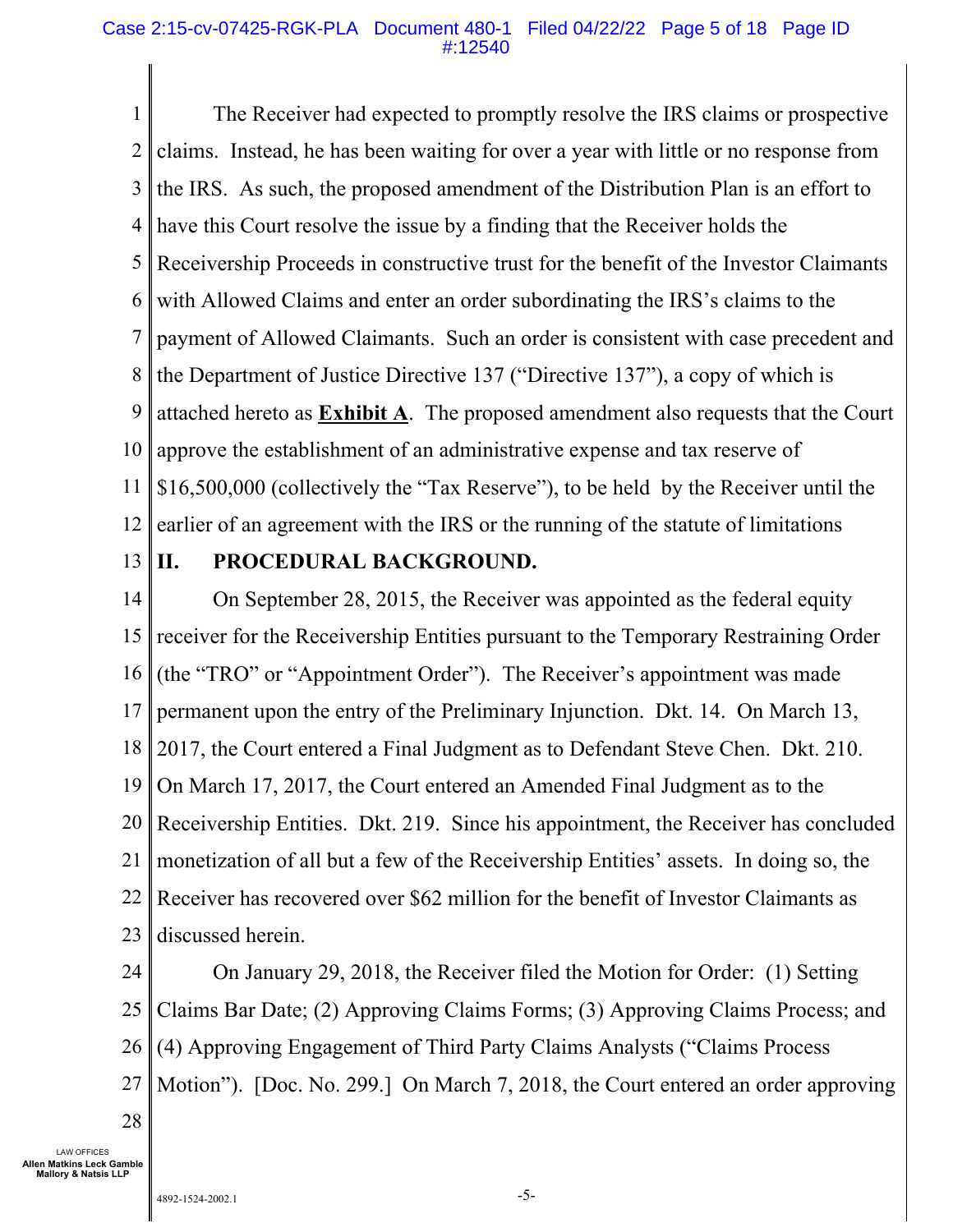The Receiver had expected to promptly resolve the IRS claims or prospective claims. Instead, he has been waiting for over a year with little or no response from the IRS. As such, the proposed amendment of the Distribution Plan is an effort to have this Court resolve the issue by a finding that the Receiver holds the Receivership Proceeds in constructive trust for the benefit of the Investor Claimants with Allowed Claims and enter an order subordinating the IRS's claims to the payment of Allowed Claimants. Such an order is consistent with case precedent and the Department of Justice Directive 137 ("Directive 137"), a copy of which is attached hereto as **Exhibit A**. The proposed amendment also requests that the Court approve the establishment of an administrative expense and tax reserve of $16,500,000 (collectively the "Tax Reserve"), to be held by the Receiver until the earlier of an agreement with the IRS or the running of the statute of limitations

## II. PROCEDURAL BACKGROUND.

On September 28, 2015, the Receiver was appointed as the federal equity receiver for the Receivership Entities pursuant to the Temporary Restraining Order (the "TRO" or "Appointment Order"). The Receiver's appointment was made permanent upon the entry of the Preliminary Injunction. Dkt. 14. On March 13, 2017, the Court entered a Final Judgment as to Defendant Steve Chen. Dkt. 210. On March 17, 2017, the Court entered an Amended Final Judgment as to the Receivership Entities. Dkt. 219. Since his appointment, the Receiver has concluded monetization of all but a few of the Receivership Entities' assets. In doing so, the Receiver has recovered over $62 million for the benefit of Investor Claimants as discussed herein.

On January 29, 2018, the Receiver filed the Motion for Order: (1) Setting Claims Bar Date; (2) Approving Claims Forms; (3) Approving Claims Process; and (4) Approving Engagement of Third Party Claims Analysts ("Claims Process Motion"). [Doc. No. 299.] On March 7, 2018, the Court entered an order approving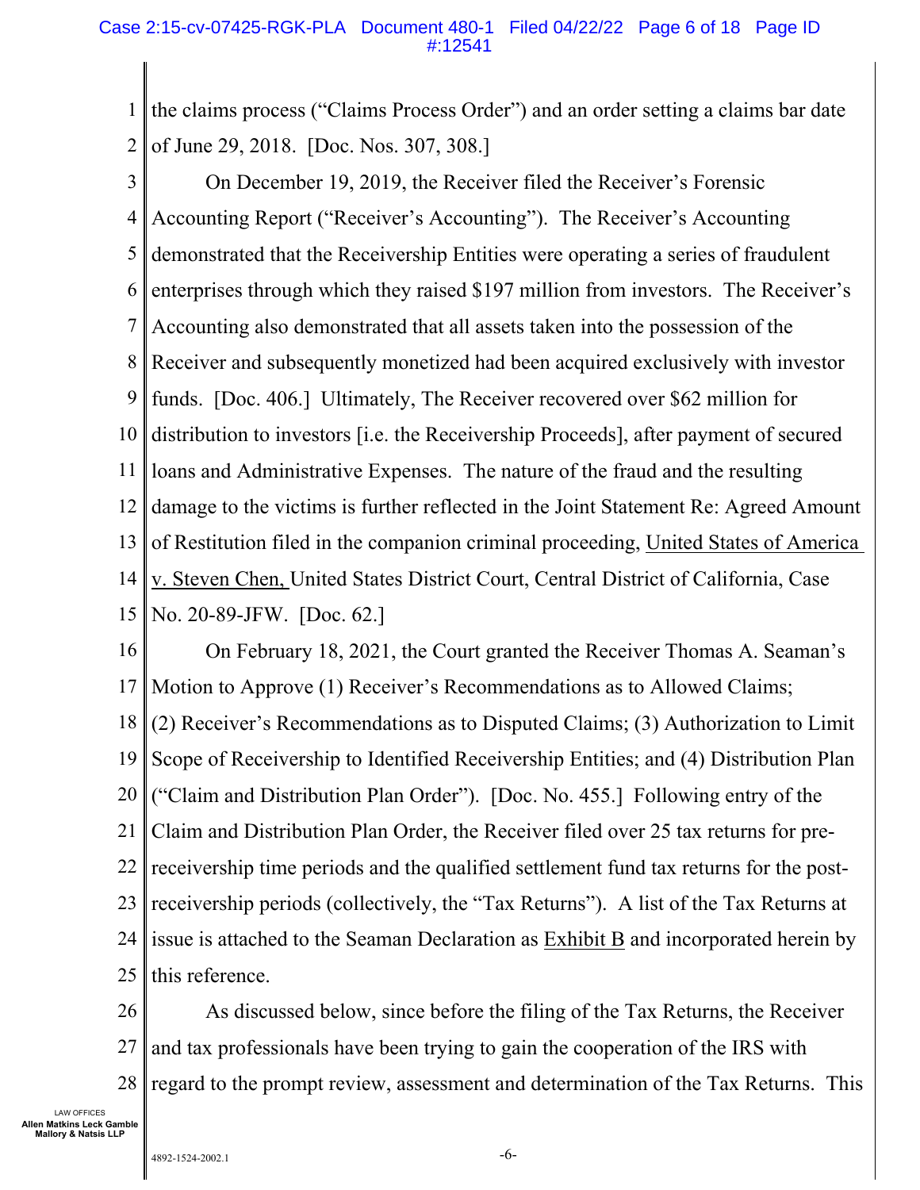the claims process ("Claims Process Order") and an order setting a claims bar date of June 29, 2018. [Doc. Nos. 307, 308.]

On December 19, 2019, the Receiver filed the Receiver's Forensic Accounting Report ("Receiver's Accounting"). The Receiver's Accounting demonstrated that the Receivership Entities were operating a series of fraudulent enterprises through which they raised $197 million from investors. The Receiver's Accounting also demonstrated that all assets taken into the possession of the Receiver and subsequently monetized had been acquired exclusively with investor funds. [Doc. 406.] Ultimately, The Receiver recovered over $62 million for distribution to investors [i.e. the Receivership Proceeds], after payment of secured loans and Administrative Expenses. The nature of the fraud and the resulting damage to the victims is further reflected in the Joint Statement Re: Agreed Amount of Restitution filed in the companion criminal proceeding, United States of America v. Steven Chen, United States District Court, Central District of California, Case No. 20-89-JFW. [Doc. 62.]

On February 18, 2021, the Court granted the Receiver Thomas A. Seaman's Motion to Approve (1) Receiver's Recommendations as to Allowed Claims; (2) Receiver's Recommendations as to Disputed Claims; (3) Authorization to Limit Scope of Receivership to Identified Receivership Entities; and (4) Distribution Plan ("Claim and Distribution Plan Order"). [Doc. No. 455.] Following entry of the Claim and Distribution Plan Order, the Receiver filed over 25 tax returns for pre-receivership time periods and the qualified settlement fund tax returns for the post-receivership periods (collectively, the "Tax Returns"). A list of the Tax Returns at issue is attached to the Seaman Declaration as Exhibit B and incorporated herein by this reference.

As discussed below, since before the filing of the Tax Returns, the Receiver and tax professionals have been trying to gain the cooperation of the IRS with regard to the prompt review, assessment and determination of the Tax Returns. This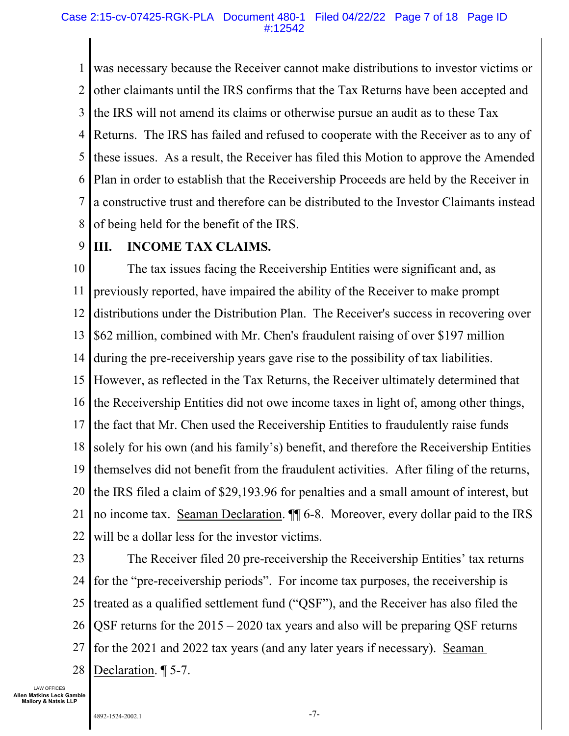was necessary because the Receiver cannot make distributions to investor victims or other claimants until the IRS confirms that the Tax Returns have been accepted and the IRS will not amend its claims or otherwise pursue an audit as to these Tax Returns. The IRS has failed and refused to cooperate with the Receiver as to any of these issues. As a result, the Receiver has filed this Motion to approve the Amended Plan in order to establish that the Receivership Proceeds are held by the Receiver in a constructive trust and therefore can be distributed to the Investor Claimants instead of being held for the benefit of the IRS.

## III. INCOME TAX CLAIMS.

The tax issues facing the Receivership Entities were significant and, as previously reported, have impaired the ability of the Receiver to make prompt distributions under the Distribution Plan. The Receiver's success in recovering over $62 million, combined with Mr. Chen's fraudulent raising of over $197 million during the pre-receivership years gave rise to the possibility of tax liabilities. However, as reflected in the Tax Returns, the Receiver ultimately determined that the Receivership Entities did not owe income taxes in light of, among other things, the fact that Mr. Chen used the Receivership Entities to fraudulently raise funds solely for his own (and his family's) benefit, and therefore the Receivership Entities themselves did not benefit from the fraudulent activities. After filing of the returns, the IRS filed a claim of $29,193.96 for penalties and a small amount of interest, but no income tax. Seaman Declaration. ¶¶ 6-8. Moreover, every dollar paid to the IRS will be a dollar less for the investor victims.

The Receiver filed 20 pre-receivership the Receivership Entities' tax returns for the "pre-receivership periods". For income tax purposes, the receivership is treated as a qualified settlement fund ("QSF"), and the Receiver has also filed the QSF returns for the 2015 – 2020 tax years and also will be preparing QSF returns for the 2021 and 2022 tax years (and any later years if necessary). Seaman Declaration. ¶ 5-7.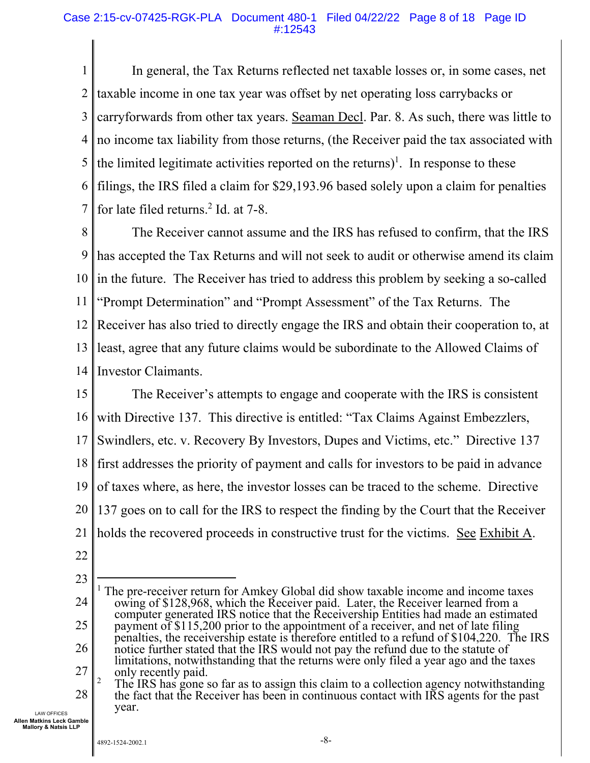In general, the Tax Returns reflected net taxable losses or, in some cases, net taxable income in one tax year was offset by net operating loss carrybacks or carryforwards from other tax years. Seaman Decl. Par. 8. As such, there was little to no income tax liability from those returns, (the Receiver paid the tax associated with the limited legitimate activities reported on the returns)[1]. In response to these filings, the IRS filed a claim for $29,193.96 based solely upon a claim for penalties for late filed returns.[2] Id. at 7-8.

The Receiver cannot assume and the IRS has refused to confirm, that the IRS has accepted the Tax Returns and will not seek to audit or otherwise amend its claim in the future. The Receiver has tried to address this problem by seeking a so-called "Prompt Determination" and "Prompt Assessment" of the Tax Returns. The Receiver has also tried to directly engage the IRS and obtain their cooperation to, at least, agree that any future claims would be subordinate to the Allowed Claims of Investor Claimants.

The Receiver's attempts to engage and cooperate with the IRS is consistent with Directive 137. This directive is entitled: "Tax Claims Against Embezzlers, Swindlers, etc. v. Recovery By Investors, Dupes and Victims, etc." Directive 137 first addresses the priority of payment and calls for investors to be paid in advance of taxes where, as here, the investor losses can be traced to the scheme. Directive 137 goes on to call for the IRS to respect the finding by the Court that the Receiver holds the recovered proceeds in constructive trust for the victims. See Exhibit A.

---

[1] The pre-receiver return for Amkey Global did show taxable income and income taxes owing of $128,968, which the Receiver paid. Later, the Receiver learned from a computer generated IRS notice that the Receivership Entities had made an estimated payment of $115,200 prior to the appointment of a receiver, and net of late filing penalties, the receivership estate is therefore entitled to a refund of $104,220. The IRS notice further stated that the IRS would not pay the refund due to the statute of limitations, notwithstanding that the returns were only filed a year ago and the taxes only recently paid.

[2] The IRS has gone so far as to assign this claim to a collection agency notwithstanding the fact that the Receiver has been in continuous contact with IRS agents for the past year.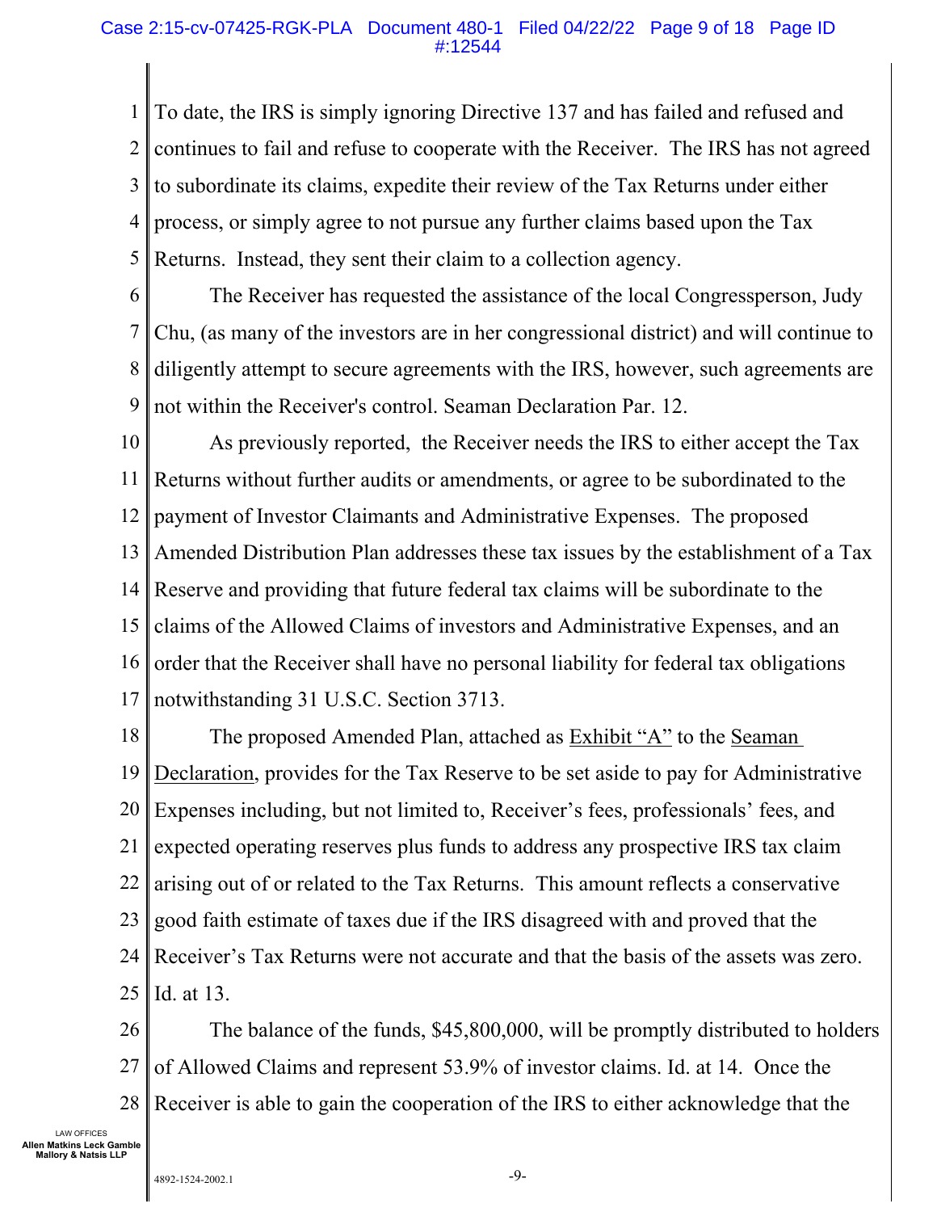To date, the IRS is simply ignoring Directive 137 and has failed and refused and continues to fail and refuse to cooperate with the Receiver. The IRS has not agreed to subordinate its claims, expedite their review of the Tax Returns under either process, or simply agree to not pursue any further claims based upon the Tax Returns. Instead, they sent their claim to a collection agency.

The Receiver has requested the assistance of the local Congressperson, Judy Chu, (as many of the investors are in her congressional district) and will continue to diligently attempt to secure agreements with the IRS, however, such agreements are not within the Receiver's control. Seaman Declaration Par. 12.

As previously reported, the Receiver needs the IRS to either accept the Tax Returns without further audits or amendments, or agree to be subordinated to the payment of Investor Claimants and Administrative Expenses. The proposed Amended Distribution Plan addresses these tax issues by the establishment of a Tax Reserve and providing that future federal tax claims will be subordinate to the claims of the Allowed Claims of investors and Administrative Expenses, and an order that the Receiver shall have no personal liability for federal tax obligations notwithstanding 31 U.S.C. Section 3713.

The proposed Amended Plan, attached as Exhibit "A" to the Seaman Declaration, provides for the Tax Reserve to be set aside to pay for Administrative Expenses including, but not limited to, Receiver's fees, professionals' fees, and expected operating reserves plus funds to address any prospective IRS tax claim arising out of or related to the Tax Returns. This amount reflects a conservative good faith estimate of taxes due if the IRS disagreed with and proved that the Receiver's Tax Returns were not accurate and that the basis of the assets was zero. Id. at 13.

The balance of the funds, $45,800,000, will be promptly distributed to holders of Allowed Claims and represent 53.9% of investor claims. Id. at 14. Once the Receiver is able to gain the cooperation of the IRS to either acknowledge that the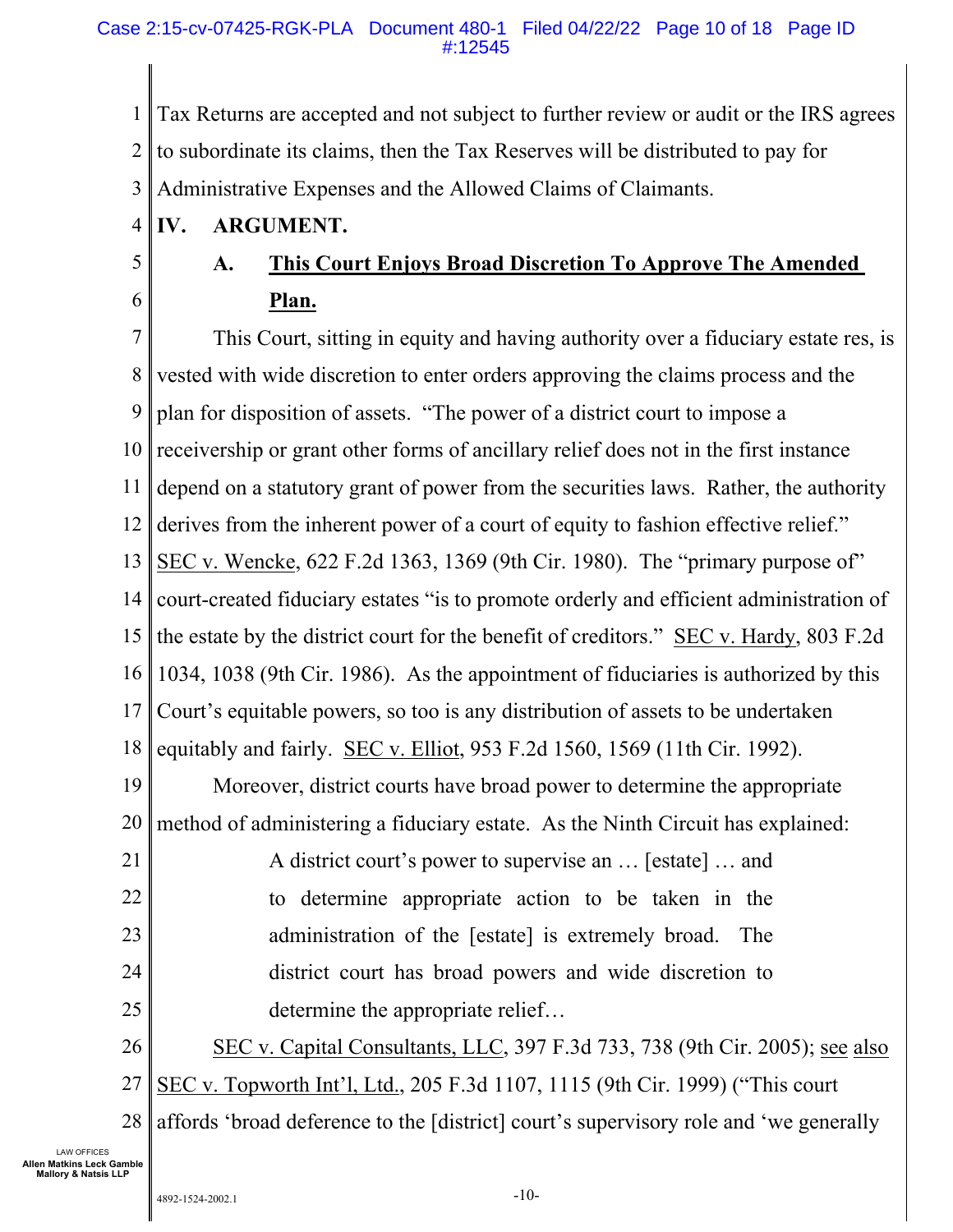Tax Returns are accepted and not subject to further review or audit or the IRS agrees to subordinate its claims, then the Tax Reserves will be distributed to pay for Administrative Expenses and the Allowed Claims of Claimants.

## IV. ARGUMENT.

### A. <u>This Court Enjoys Broad Discretion To Approve The Amended Plan.</u>

This Court, sitting in equity and having authority over a fiduciary estate res, is vested with wide discretion to enter orders approving the claims process and the plan for disposition of assets. "The power of a district court to impose a receivership or grant other forms of ancillary relief does not in the first instance depend on a statutory grant of power from the securities laws. Rather, the authority derives from the inherent power of a court of equity to fashion effective relief." <u>SEC v. Wencke</u>, 622 F.2d 1363, 1369 (9th Cir. 1980). The "primary purpose of" court-created fiduciary estates "is to promote orderly and efficient administration of the estate by the district court for the benefit of creditors." <u>SEC v. Hardy</u>, 803 F.2d 1034, 1038 (9th Cir. 1986). As the appointment of fiduciaries is authorized by this Court's equitable powers, so too is any distribution of assets to be undertaken equitably and fairly. <u>SEC v. Elliot</u>, 953 F.2d 1560, 1569 (11th Cir. 1992).

Moreover, district courts have broad power to determine the appropriate method of administering a fiduciary estate. As the Ninth Circuit has explained:

> A district court's power to supervise an … [estate] … and to determine appropriate action to be taken in the administration of the [estate] is extremely broad. The district court has broad powers and wide discretion to determine the appropriate relief…

<u>SEC v. Capital Consultants, LLC</u>, 397 F.3d 733, 738 (9th Cir. 2005); <u>see also</u> <u>SEC v. Topworth Int'l, Ltd.</u>, 205 F.3d 1107, 1115 (9th Cir. 1999) ("This court affords 'broad deference to the [district] court's supervisory role and 'we generally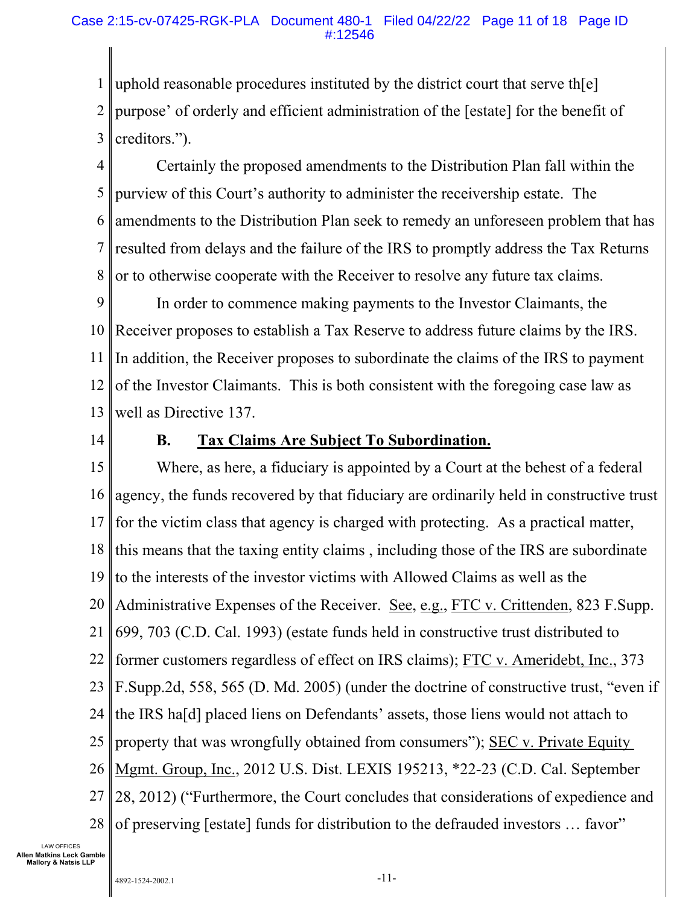uphold reasonable procedures instituted by the district court that serve th[e] purpose' of orderly and efficient administration of the [estate] for the benefit of creditors.").

Certainly the proposed amendments to the Distribution Plan fall within the purview of this Court's authority to administer the receivership estate. The amendments to the Distribution Plan seek to remedy an unforeseen problem that has resulted from delays and the failure of the IRS to promptly address the Tax Returns or to otherwise cooperate with the Receiver to resolve any future tax claims.

In order to commence making payments to the Investor Claimants, the Receiver proposes to establish a Tax Reserve to address future claims by the IRS. In addition, the Receiver proposes to subordinate the claims of the IRS to payment of the Investor Claimants. This is both consistent with the foregoing case law as well as Directive 137.

### B. Tax Claims Are Subject To Subordination.

Where, as here, a fiduciary is appointed by a Court at the behest of a federal agency, the funds recovered by that fiduciary are ordinarily held in constructive trust for the victim class that agency is charged with protecting. As a practical matter, this means that the taxing entity claims , including those of the IRS are subordinate to the interests of the investor victims with Allowed Claims as well as the Administrative Expenses of the Receiver. See, e.g., FTC v. Crittenden, 823 F.Supp. 699, 703 (C.D. Cal. 1993) (estate funds held in constructive trust distributed to former customers regardless of effect on IRS claims); FTC v. Ameridebt, Inc., 373 F.Supp.2d, 558, 565 (D. Md. 2005) (under the doctrine of constructive trust, "even if the IRS ha[d] placed liens on Defendants' assets, those liens would not attach to property that was wrongfully obtained from consumers"); SEC v. Private Equity Mgmt. Group, Inc., 2012 U.S. Dist. LEXIS 195213, *22-23 (C.D. Cal. September 28, 2012) ("Furthermore, the Court concludes that considerations of expedience and of preserving [estate] funds for distribution to the defrauded investors … favor"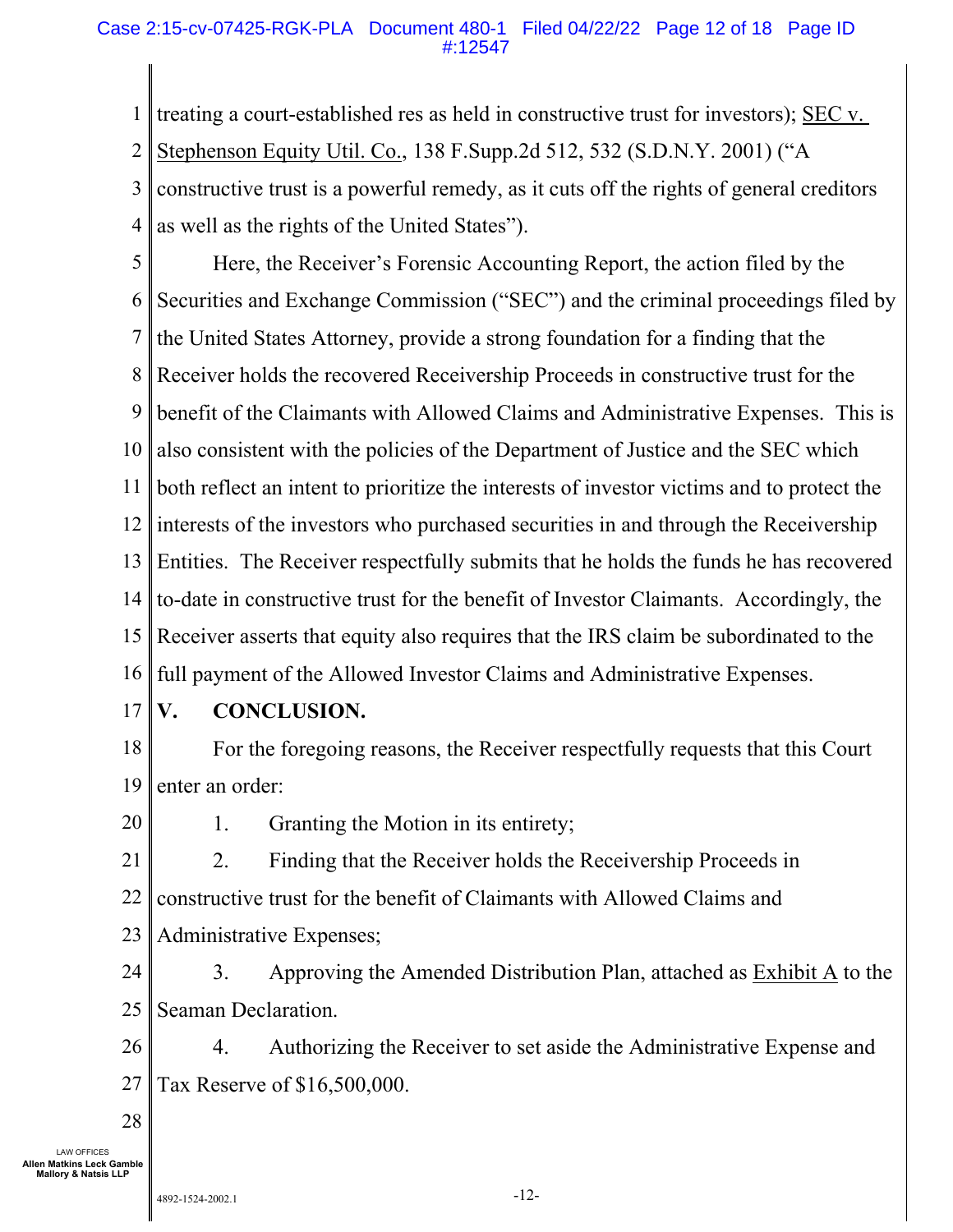treating a court-established res as held in constructive trust for investors); SEC v. Stephenson Equity Util. Co., 138 F.Supp.2d 512, 532 (S.D.N.Y. 2001) ("A constructive trust is a powerful remedy, as it cuts off the rights of general creditors as well as the rights of the United States").

Here, the Receiver's Forensic Accounting Report, the action filed by the Securities and Exchange Commission ("SEC") and the criminal proceedings filed by the United States Attorney, provide a strong foundation for a finding that the Receiver holds the recovered Receivership Proceeds in constructive trust for the benefit of the Claimants with Allowed Claims and Administrative Expenses. This is also consistent with the policies of the Department of Justice and the SEC which both reflect an intent to prioritize the interests of investor victims and to protect the interests of the investors who purchased securities in and through the Receivership Entities. The Receiver respectfully submits that he holds the funds he has recovered to-date in constructive trust for the benefit of Investor Claimants. Accordingly, the Receiver asserts that equity also requires that the IRS claim be subordinated to the full payment of the Allowed Investor Claims and Administrative Expenses.

## V. CONCLUSION.

For the foregoing reasons, the Receiver respectfully requests that this Court enter an order:

1. Granting the Motion in its entirety;

2. Finding that the Receiver holds the Receivership Proceeds in constructive trust for the benefit of Claimants with Allowed Claims and Administrative Expenses;

3. Approving the Amended Distribution Plan, attached as Exhibit A to the Seaman Declaration.

4. Authorizing the Receiver to set aside the Administrative Expense and Tax Reserve of $16,500,000.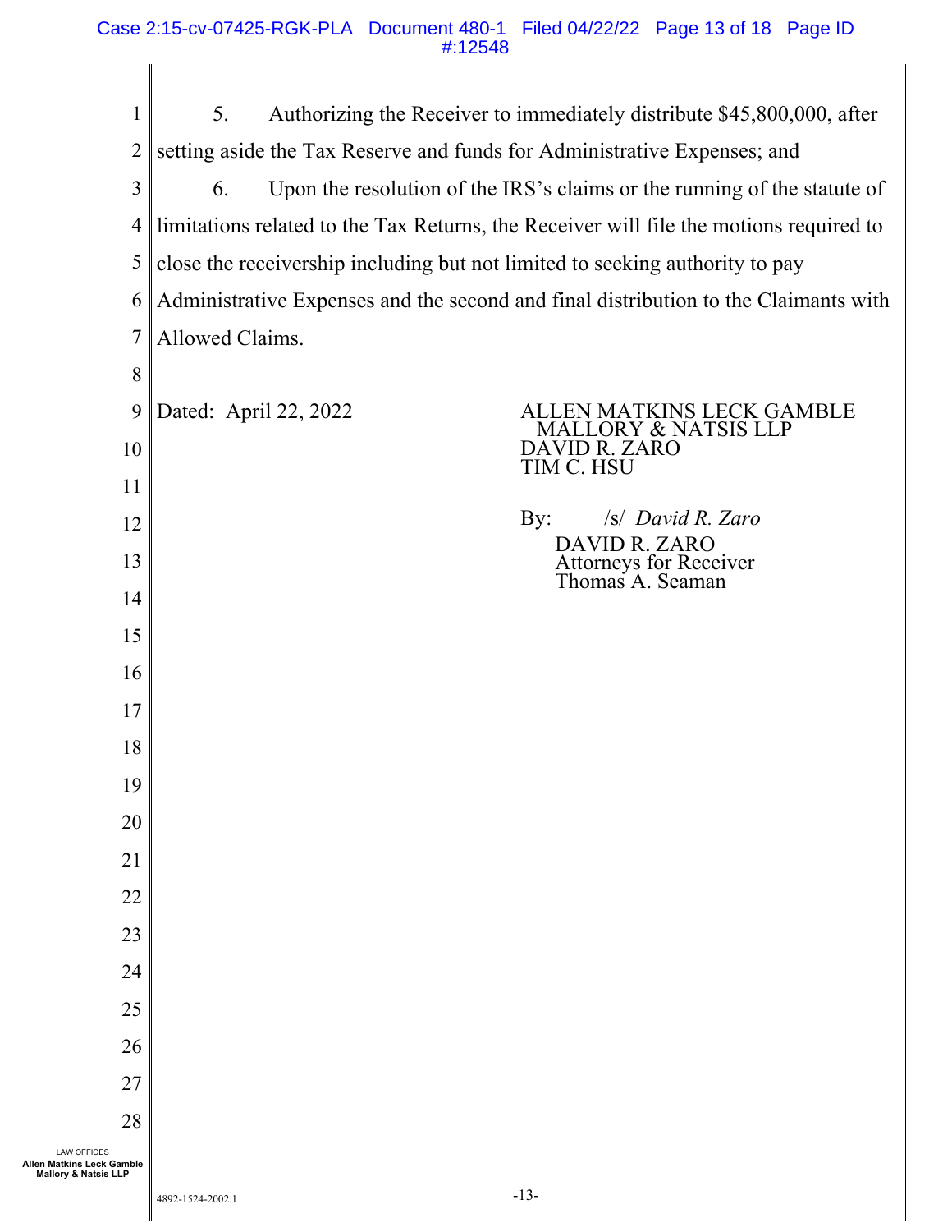5. Authorizing the Receiver to immediately distribute $45,800,000, after setting aside the Tax Reserve and funds for Administrative Expenses; and

6. Upon the resolution of the IRS's claims or the running of the statute of limitations related to the Tax Returns, the Receiver will file the motions required to close the receivership including but not limited to seeking authority to pay Administrative Expenses and the second and final distribution to the Claimants with Allowed Claims.

Dated: April 22, 2022

ALLEN MATKINS LECK GAMBLE
MALLORY & NATSIS LLP
DAVID R. ZARO
TIM C. HSU

By: /s/ *David R. Zaro*
DAVID R. ZARO
Attorneys for Receiver
Thomas A. Seaman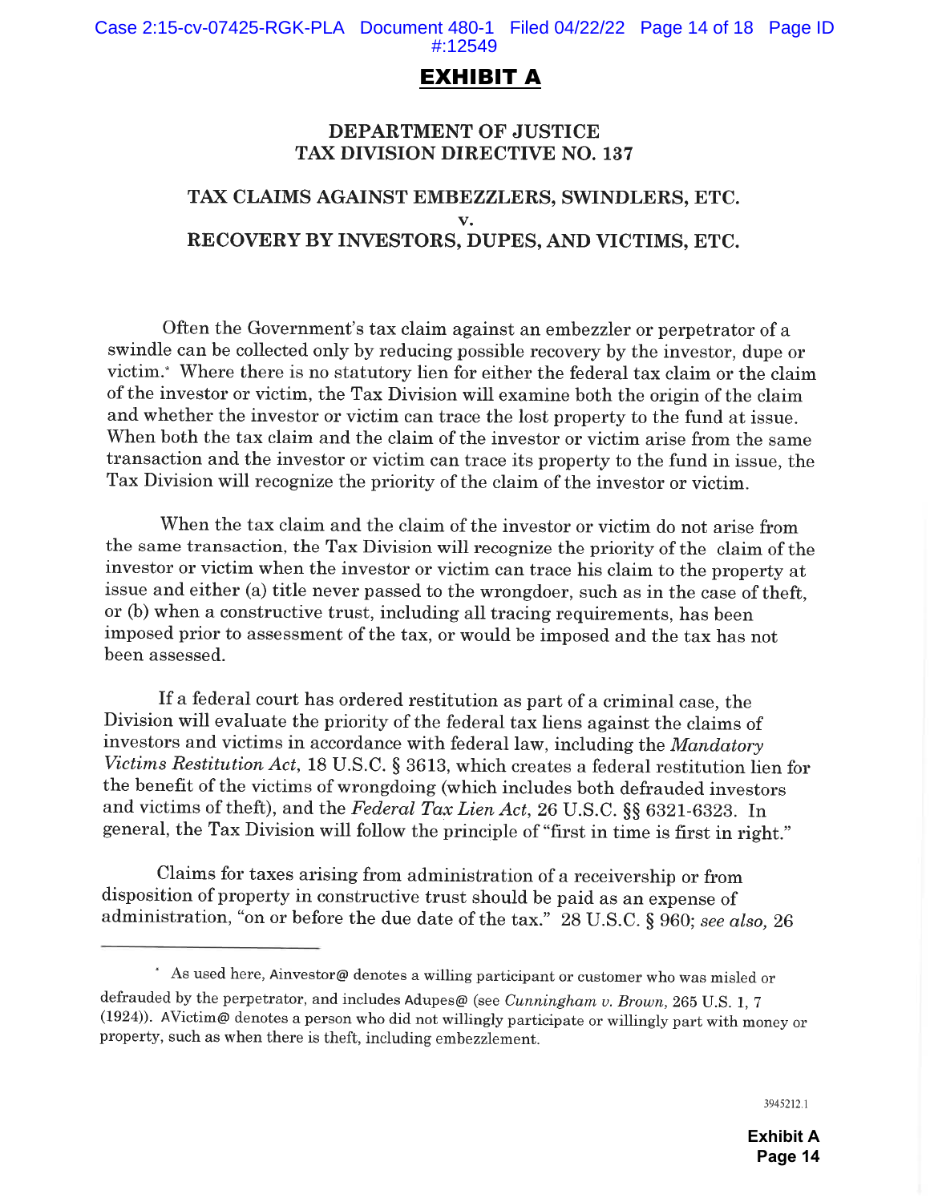# EXHIBIT A

## DEPARTMENT OF JUSTICE TAX DIVISION DIRECTIVE NO. 137

## TAX CLAIMS AGAINST EMBEZZLERS, SWINDLERS, ETC. v. RECOVERY BY INVESTORS, DUPES, AND VICTIMS, ETC.

Often the Government's tax claim against an embezzler or perpetrator of a swindle can be collected only by reducing possible recovery by the investor, dupe or victim.* Where there is no statutory lien for either the federal tax claim or the claim of the investor or victim, the Tax Division will examine both the origin of the claim and whether the investor or victim can trace the lost property to the fund at issue. When both the tax claim and the claim of the investor or victim arise from the same transaction and the investor or victim can trace its property to the fund in issue, the Tax Division will recognize the priority of the claim of the investor or victim.

When the tax claim and the claim of the investor or victim do not arise from the same transaction, the Tax Division will recognize the priority of the claim of the investor or victim when the investor or victim can trace his claim to the property at issue and either (a) title never passed to the wrongdoer, such as in the case of theft, or (b) when a constructive trust, including all tracing requirements, has been imposed prior to assessment of the tax, or would be imposed and the tax has not been assessed.

If a federal court has ordered restitution as part of a criminal case, the Division will evaluate the priority of the federal tax liens against the claims of investors and victims in accordance with federal law, including the *Mandatory Victims Restitution Act*, 18 U.S.C. § 3613, which creates a federal restitution lien for the benefit of the victims of wrongdoing (which includes both defrauded investors and victims of theft), and the *Federal Tax Lien Act*, 26 U.S.C. §§ 6321-6323. In general, the Tax Division will follow the principle of "first in time is first in right."

Claims for taxes arising from administration of a receivership or from disposition of property in constructive trust should be paid as an expense of administration, "on or before the due date of the tax." 28 U.S.C. § 960; *see also,* 26

---

* As used here, Ainvestor@ denotes a willing participant or customer who was misled or defrauded by the perpetrator, and includes Adupes@ (see *Cunningham v. Brown*, 265 U.S. 1, 7 (1924)). AVictim@ denotes a person who did not willingly participate or willingly part with money or property, such as when there is theft, including embezzlement.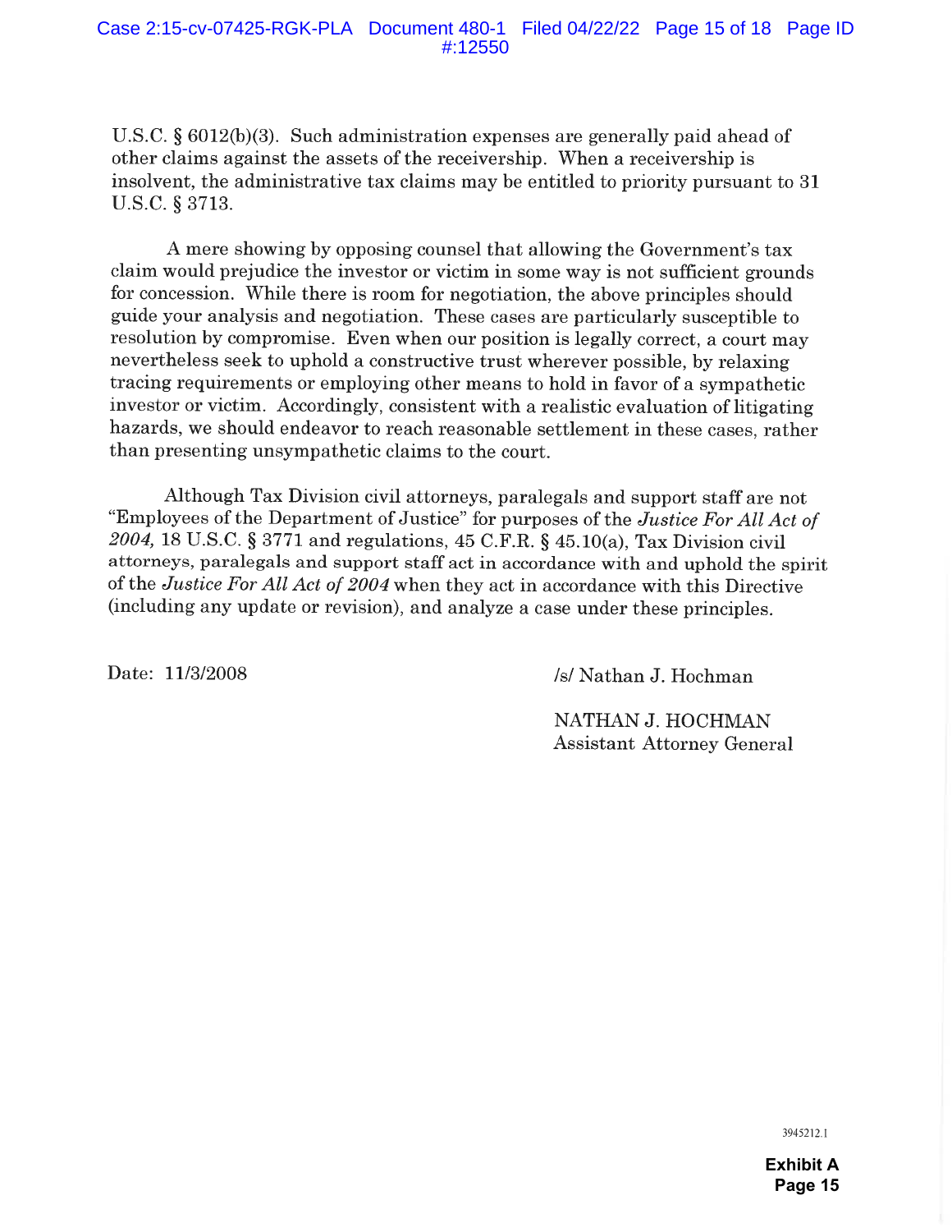U.S.C. § 6012(b)(3). Such administration expenses are generally paid ahead of other claims against the assets of the receivership. When a receivership is insolvent, the administrative tax claims may be entitled to priority pursuant to 31 U.S.C. § 3713.

A mere showing by opposing counsel that allowing the Government's tax claim would prejudice the investor or victim in some way is not sufficient grounds for concession. While there is room for negotiation, the above principles should guide your analysis and negotiation. These cases are particularly susceptible to resolution by compromise. Even when our position is legally correct, a court may nevertheless seek to uphold a constructive trust wherever possible, by relaxing tracing requirements or employing other means to hold in favor of a sympathetic investor or victim. Accordingly, consistent with a realistic evaluation of litigating hazards, we should endeavor to reach reasonable settlement in these cases, rather than presenting unsympathetic claims to the court.

Although Tax Division civil attorneys, paralegals and support staff are not "Employees of the Department of Justice" for purposes of the *Justice For All Act of 2004,* 18 U.S.C. § 3771 and regulations, 45 C.F.R. § 45.10(a), Tax Division civil attorneys, paralegals and support staff act in accordance with and uphold the spirit of the *Justice For All Act of 2004* when they act in accordance with this Directive (including any update or revision), and analyze a case under these principles.

Date: 11/3/2008

/s/ Nathan J. Hochman

NATHAN J. HOCHMAN
Assistant Attorney General

3945212.1

**Exhibit A**
**Page 15**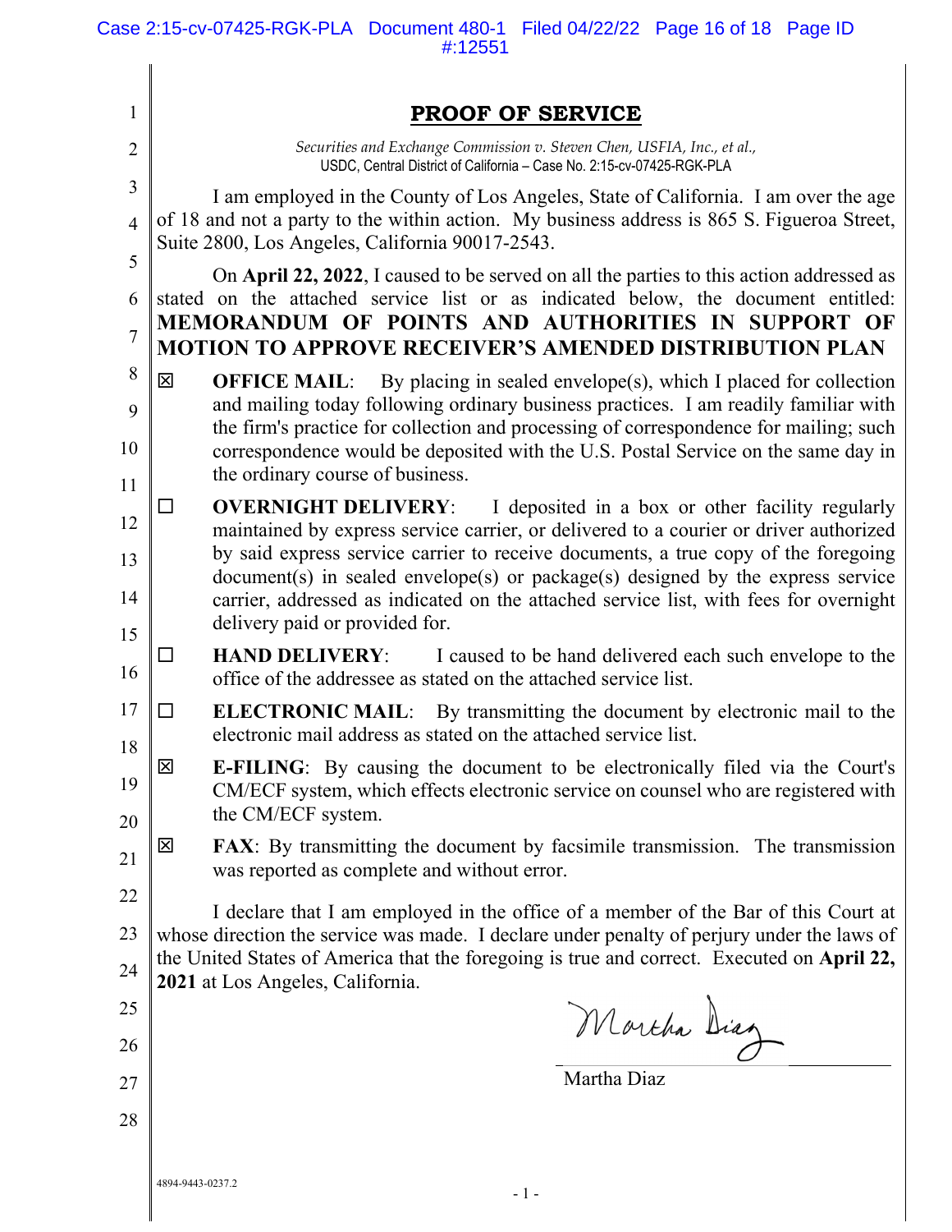# PROOF OF SERVICE

*Securities and Exchange Commission v. Steven Chen, USFIA, Inc., et al.,*
USDC, Central District of California – Case No. 2:15-cv-07425-RGK-PLA

I am employed in the County of Los Angeles, State of California. I am over the age of 18 and not a party to the within action. My business address is 865 S. Figueroa Street, Suite 2800, Los Angeles, California 90017-2543.

On **April 22, 2022**, I caused to be served on all the parties to this action addressed as stated on the attached service list or as indicated below, the document entitled: **MEMORANDUM OF POINTS AND AUTHORITIES IN SUPPORT OF MOTION TO APPROVE RECEIVER'S AMENDED DISTRIBUTION PLAN**

☒ **OFFICE MAIL**: By placing in sealed envelope(s), which I placed for collection and mailing today following ordinary business practices. I am readily familiar with the firm's practice for collection and processing of correspondence for mailing; such correspondence would be deposited with the U.S. Postal Service on the same day in the ordinary course of business.

☐ **OVERNIGHT DELIVERY**: I deposited in a box or other facility regularly maintained by express service carrier, or delivered to a courier or driver authorized by said express service carrier to receive documents, a true copy of the foregoing document(s) in sealed envelope(s) or package(s) designed by the express service carrier, addressed as indicated on the attached service list, with fees for overnight delivery paid or provided for.

☐ **HAND DELIVERY**: I caused to be hand delivered each such envelope to the office of the addressee as stated on the attached service list.

☐ **ELECTRONIC MAIL**: By transmitting the document by electronic mail to the electronic mail address as stated on the attached service list.

☒ **E-FILING**: By causing the document to be electronically filed via the Court's CM/ECF system, which effects electronic service on counsel who are registered with the CM/ECF system.

☒ **FAX**: By transmitting the document by facsimile transmission. The transmission was reported as complete and without error.

I declare that I am employed in the office of a member of the Bar of this Court at whose direction the service was made. I declare under penalty of perjury under the laws of the United States of America that the foregoing is true and correct. Executed on **April 22, 2021** at Los Angeles, California.

Martha Diaz

Martha Diaz

4894-9443-0237.2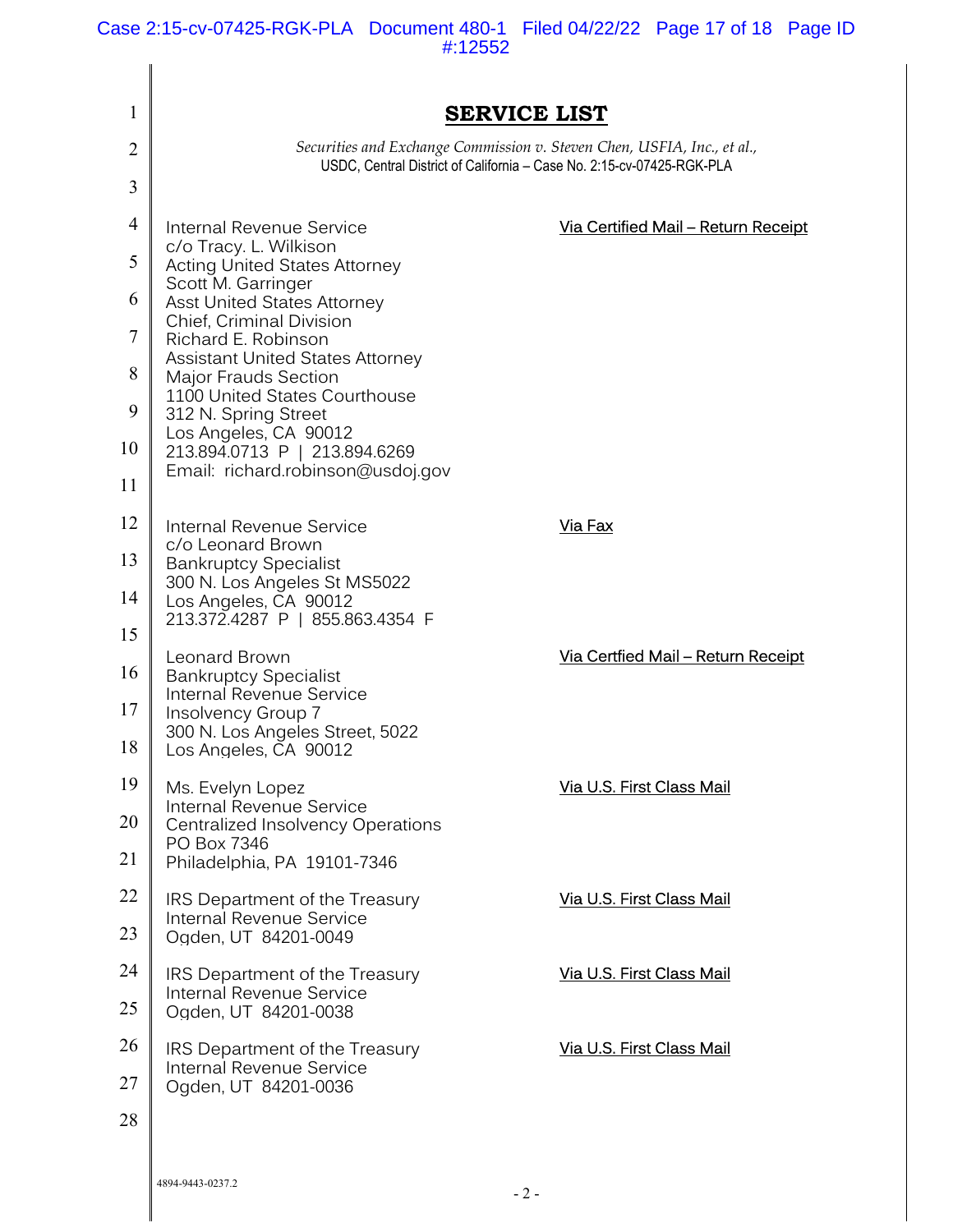# SERVICE LIST

*Securities and Exchange Commission v. Steven Chen, USFIA, Inc., et al.,*
USDC, Central District of California – Case No. 2:15-cv-07425-RGK-PLA

Internal Revenue Service
c/o Tracy. L. Wilkison
Acting United States Attorney
Scott M. Garringer
Asst United States Attorney
Chief, Criminal Division
Richard E. Robinson
Assistant United States Attorney
Major Frauds Section
1100 United States Courthouse
312 N. Spring Street
Los Angeles, CA 90012
213.894.0713 P | 213.894.6269
Email: richard.robinson@usdoj.gov

Via Certified Mail – Return Receipt

Internal Revenue Service
c/o Leonard Brown
Bankruptcy Specialist
300 N. Los Angeles St MS5022
Los Angeles, CA 90012
213.372.4287 P | 855.863.4354 F

Via Fax

Leonard Brown
Bankruptcy Specialist
Internal Revenue Service
Insolvency Group 7
300 N. Los Angeles Street, 5022
Los Angeles, CA 90012

Via Certfied Mail – Return Receipt

Ms. Evelyn Lopez
Internal Revenue Service
Centralized Insolvency Operations
PO Box 7346
Philadelphia, PA 19101-7346

Via U.S. First Class Mail

IRS Department of the Treasury
Internal Revenue Service
Ogden, UT 84201-0049

Via U.S. First Class Mail

IRS Department of the Treasury
Internal Revenue Service
Ogden, UT 84201-0038

Via U.S. First Class Mail

IRS Department of the Treasury
Internal Revenue Service
Ogden, UT 84201-0036

Via U.S. First Class Mail

4894-9443-0237.2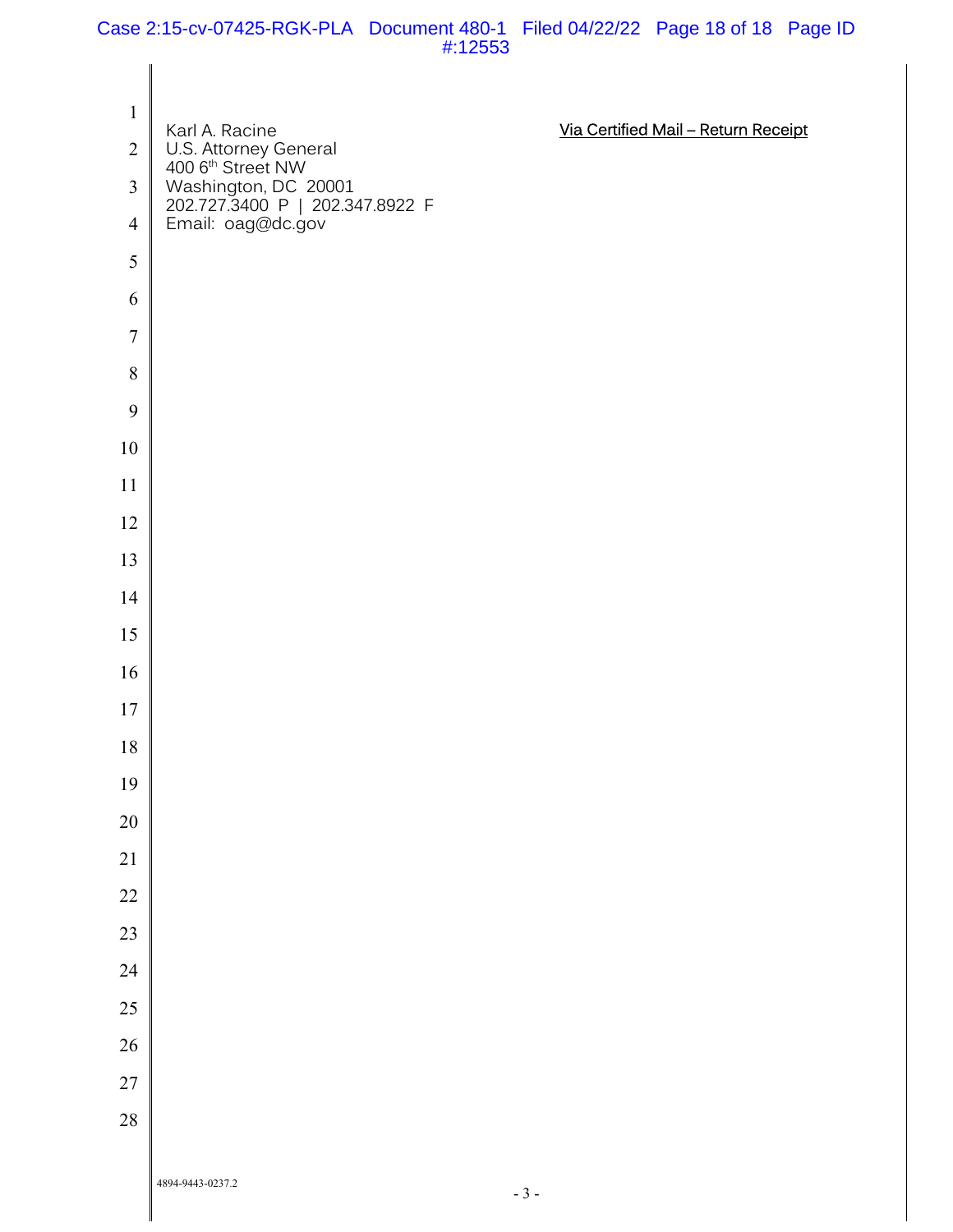Karl A. Racine
U.S. Attorney General
400 6th Street NW
Washington, DC 20001
202.727.3400 P | 202.347.8922 F
Email: oag@dc.gov

<u>Via Certified Mail – Return Receipt</u>

4894-9443-0237.2